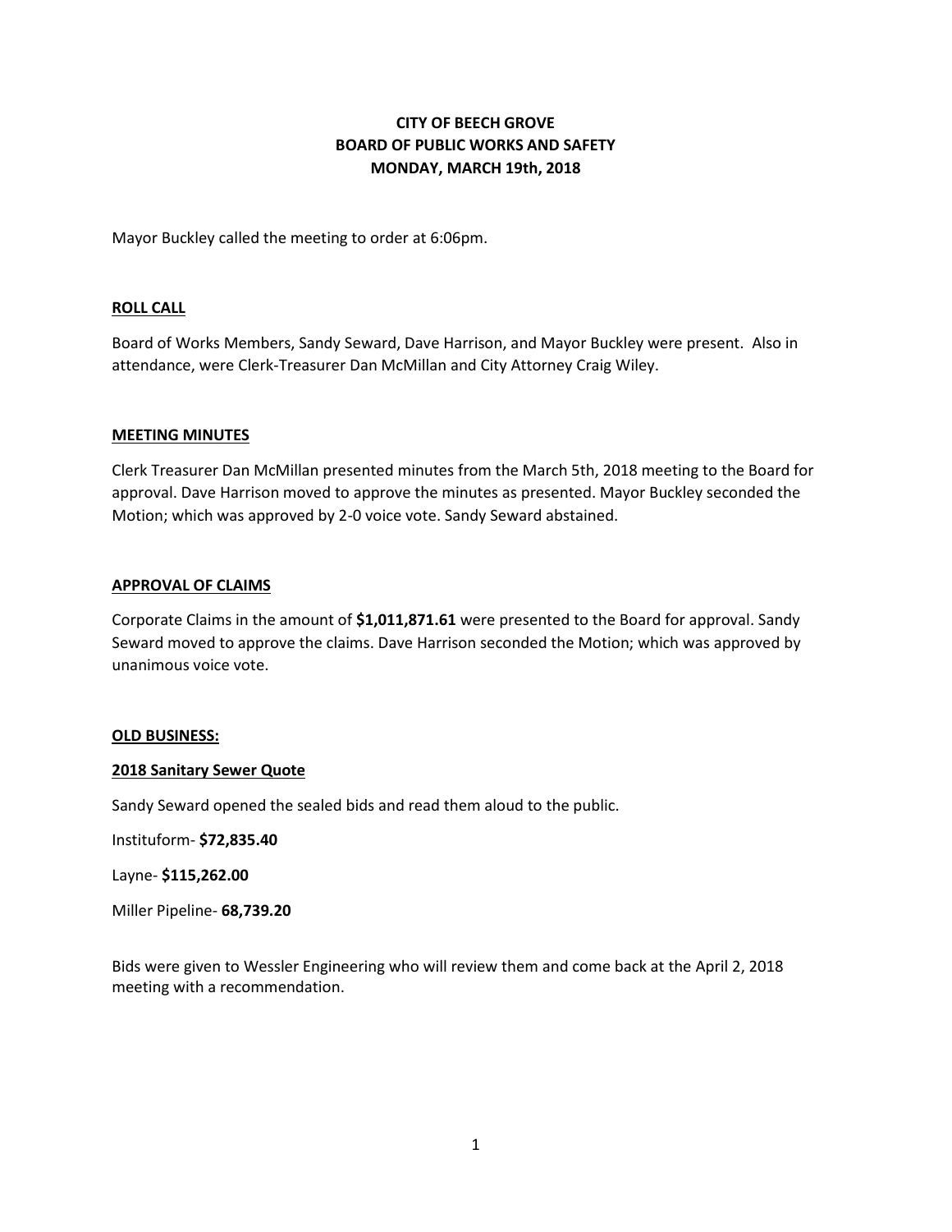**CITY OF BEECH GROVE**
**BOARD OF PUBLIC WORKS AND SAFETY**
**MONDAY, MARCH 19th, 2018**

Mayor Buckley called the meeting to order at 6:06pm.

## ROLL CALL

Board of Works Members, Sandy Seward, Dave Harrison, and Mayor Buckley were present. Also in attendance, were Clerk-Treasurer Dan McMillan and City Attorney Craig Wiley.

## MEETING MINUTES

Clerk Treasurer Dan McMillan presented minutes from the March 5th, 2018 meeting to the Board for approval. Dave Harrison moved to approve the minutes as presented. Mayor Buckley seconded the Motion; which was approved by 2-0 voice vote. Sandy Seward abstained.

## APPROVAL OF CLAIMS

Corporate Claims in the amount of **$1,011,871.61** were presented to the Board for approval. Sandy Seward moved to approve the claims. Dave Harrison seconded the Motion; which was approved by unanimous voice vote.

## OLD BUSINESS:

### 2018 Sanitary Sewer Quote

Sandy Seward opened the sealed bids and read them aloud to the public.

Instituform- **$72,835.40**

Layne- **$115,262.00**

Miller Pipeline- **68,739.20**

Bids were given to Wessler Engineering who will review them and come back at the April 2, 2018 meeting with a recommendation.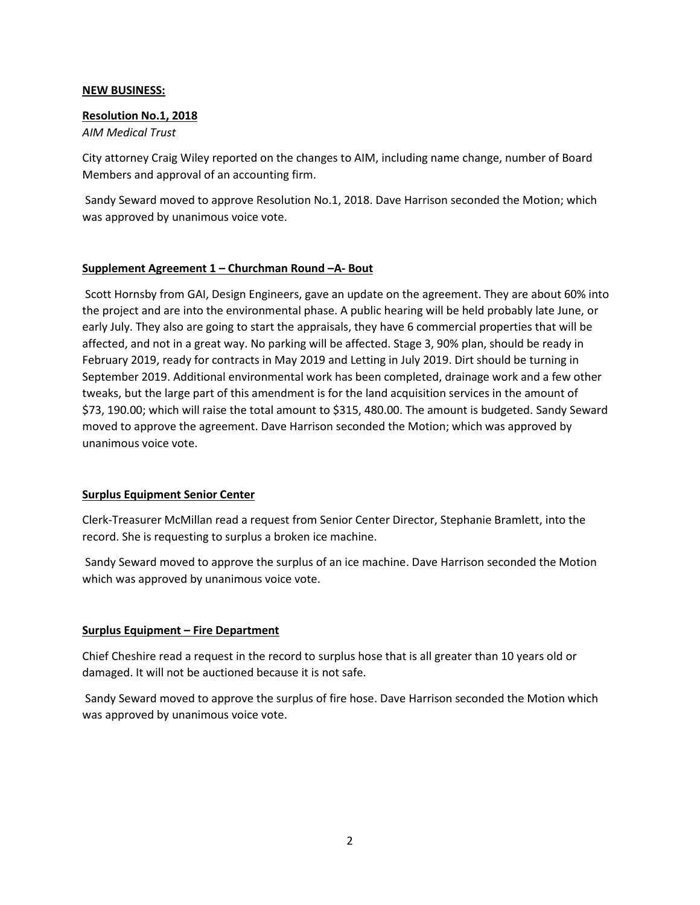**NEW BUSINESS:**

**Resolution No.1, 2018**

*AIM Medical Trust*

City attorney Craig Wiley reported on the changes to AIM, including name change, number of Board Members and approval of an accounting firm.

Sandy Seward moved to approve Resolution No.1, 2018. Dave Harrison seconded the Motion; which was approved by unanimous voice vote.

**Supplement Agreement 1 – Churchman Round –A- Bout**

Scott Hornsby from GAI, Design Engineers, gave an update on the agreement. They are about 60% into the project and are into the environmental phase. A public hearing will be held probably late June, or early July. They also are going to start the appraisals, they have 6 commercial properties that will be affected, and not in a great way. No parking will be affected. Stage 3, 90% plan, should be ready in February 2019, ready for contracts in May 2019 and Letting in July 2019. Dirt should be turning in September 2019. Additional environmental work has been completed, drainage work and a few other tweaks, but the large part of this amendment is for the land acquisition services in the amount of $73, 190.00; which will raise the total amount to $315, 480.00. The amount is budgeted. Sandy Seward moved to approve the agreement. Dave Harrison seconded the Motion; which was approved by unanimous voice vote.

**Surplus Equipment Senior Center**

Clerk-Treasurer McMillan read a request from Senior Center Director, Stephanie Bramlett, into the record. She is requesting to surplus a broken ice machine.

Sandy Seward moved to approve the surplus of an ice machine. Dave Harrison seconded the Motion which was approved by unanimous voice vote.

**Surplus Equipment – Fire Department**

Chief Cheshire read a request in the record to surplus hose that is all greater than 10 years old or damaged. It will not be auctioned because it is not safe.

Sandy Seward moved to approve the surplus of fire hose. Dave Harrison seconded the Motion which was approved by unanimous voice vote.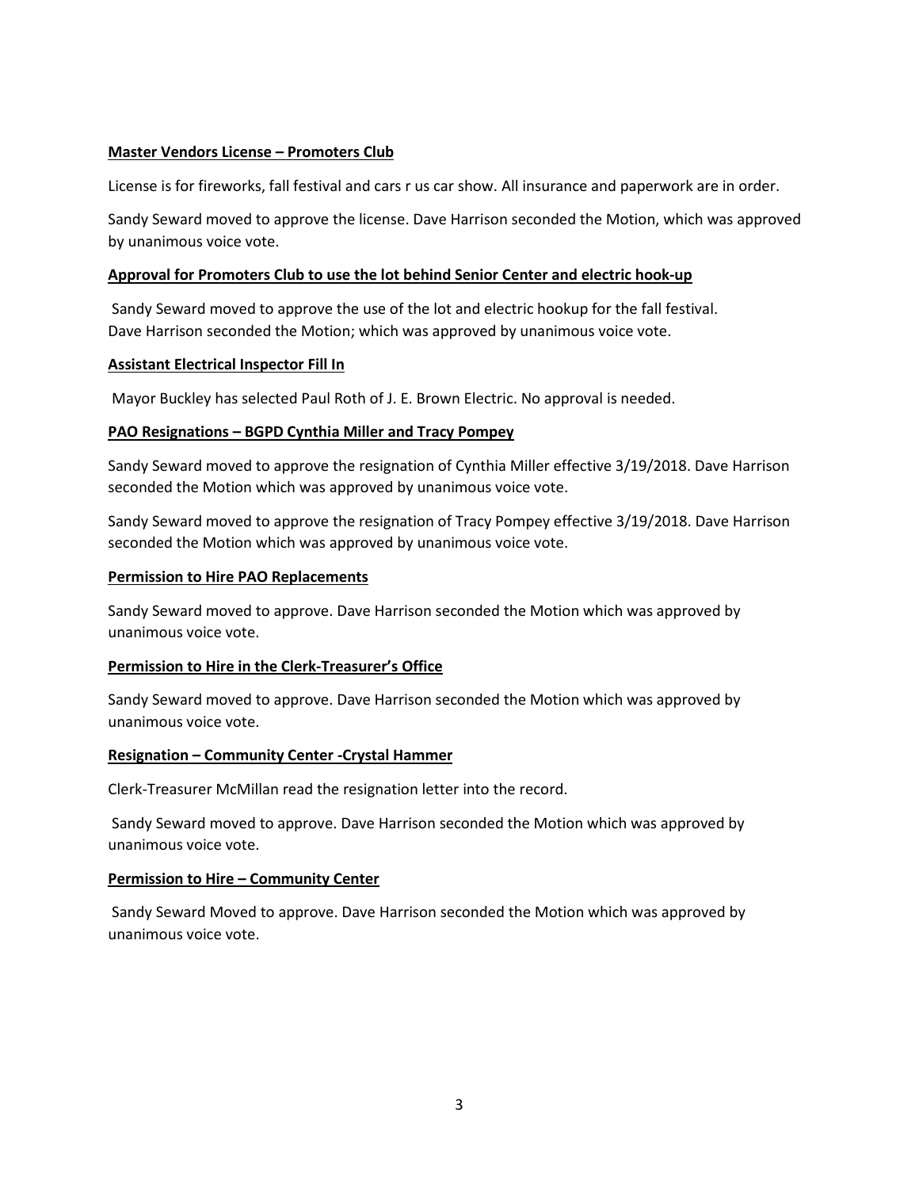**Master Vendors License – Promoters Club**

License is for fireworks, fall festival and cars r us car show. All insurance and paperwork are in order.

Sandy Seward moved to approve the license. Dave Harrison seconded the Motion, which was approved by unanimous voice vote.

**Approval for Promoters Club to use the lot behind Senior Center and electric hook-up**

Sandy Seward moved to approve the use of the lot and electric hookup for the fall festival. Dave Harrison seconded the Motion; which was approved by unanimous voice vote.

**Assistant Electrical Inspector Fill In**

Mayor Buckley has selected Paul Roth of J. E. Brown Electric. No approval is needed.

**PAO Resignations – BGPD Cynthia Miller and Tracy Pompey**

Sandy Seward moved to approve the resignation of Cynthia Miller effective 3/19/2018. Dave Harrison seconded the Motion which was approved by unanimous voice vote.

Sandy Seward moved to approve the resignation of Tracy Pompey effective 3/19/2018. Dave Harrison seconded the Motion which was approved by unanimous voice vote.

**Permission to Hire PAO Replacements**

Sandy Seward moved to approve. Dave Harrison seconded the Motion which was approved by unanimous voice vote.

**Permission to Hire in the Clerk-Treasurer's Office**

Sandy Seward moved to approve. Dave Harrison seconded the Motion which was approved by unanimous voice vote.

**Resignation – Community Center -Crystal Hammer**

Clerk-Treasurer McMillan read the resignation letter into the record.

Sandy Seward moved to approve. Dave Harrison seconded the Motion which was approved by unanimous voice vote.

**Permission to Hire – Community Center**

Sandy Seward Moved to approve. Dave Harrison seconded the Motion which was approved by unanimous voice vote.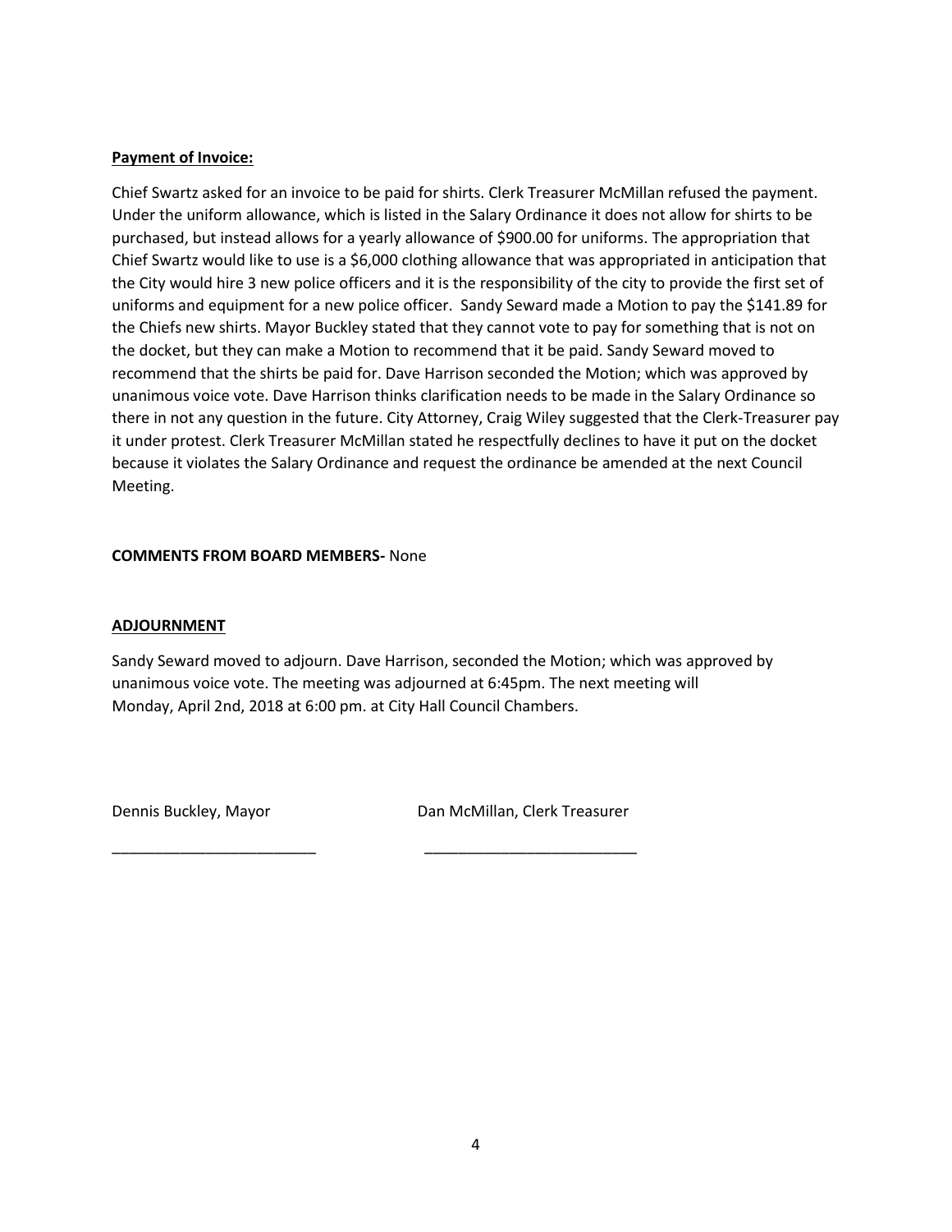**<u>Payment of Invoice:</u>**

Chief Swartz asked for an invoice to be paid for shirts. Clerk Treasurer McMillan refused the payment. Under the uniform allowance, which is listed in the Salary Ordinance it does not allow for shirts to be purchased, but instead allows for a yearly allowance of $900.00 for uniforms. The appropriation that Chief Swartz would like to use is a $6,000 clothing allowance that was appropriated in anticipation that the City would hire 3 new police officers and it is the responsibility of the city to provide the first set of uniforms and equipment for a new police officer. Sandy Seward made a Motion to pay the $141.89 for the Chiefs new shirts. Mayor Buckley stated that they cannot vote to pay for something that is not on the docket, but they can make a Motion to recommend that it be paid. Sandy Seward moved to recommend that the shirts be paid for. Dave Harrison seconded the Motion; which was approved by unanimous voice vote. Dave Harrison thinks clarification needs to be made in the Salary Ordinance so there in not any question in the future. City Attorney, Craig Wiley suggested that the Clerk-Treasurer pay it under protest. Clerk Treasurer McMillan stated he respectfully declines to have it put on the docket because it violates the Salary Ordinance and request the ordinance be amended at the next Council Meeting.

**COMMENTS FROM BOARD MEMBERS-** None

**<u>ADJOURNMENT</u>**

Sandy Seward moved to adjourn. Dave Harrison, seconded the Motion; which was approved by unanimous voice vote. The meeting was adjourned at 6:45pm. The next meeting will Monday, April 2nd, 2018 at 6:00 pm. at City Hall Council Chambers.

Dennis Buckley, Mayor

________________________

Dan McMillan, Clerk Treasurer

________________________